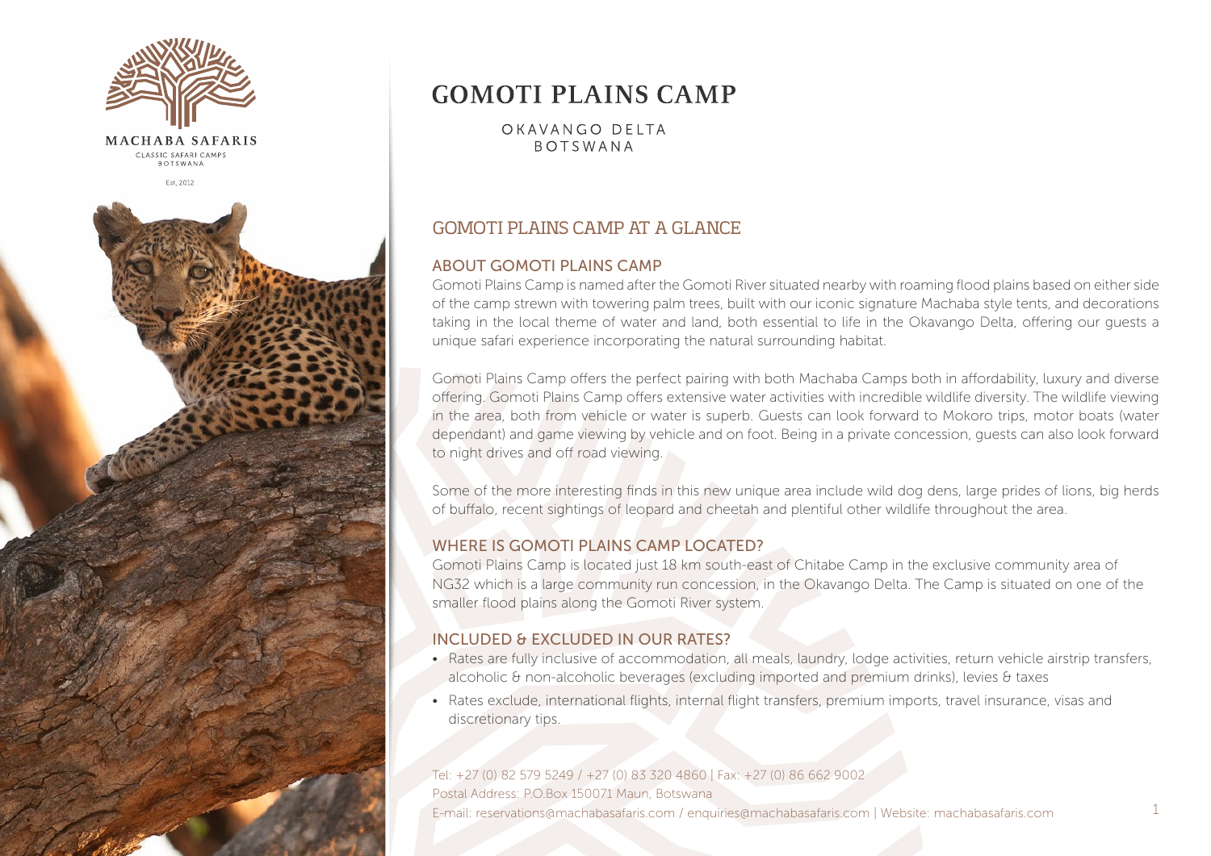MACHABA SAFARIS

CLASSIC SAFARI CAMPS
BOTSWANA

Est. 2012

# GOMOTI PLAINS CAMP

OKAVANGO DELTA
BOTSWANA

## GOMOTI PLAINS CAMP AT A GLANCE

### ABOUT GOMOTI PLAINS CAMP

Gomoti Plains Camp is named after the Gomoti River situated nearby with roaming flood plains based on either side of the camp strewn with towering palm trees, built with our iconic signature Machaba style tents, and decorations taking in the local theme of water and land, both essential to life in the Okavango Delta, offering our guests a unique safari experience incorporating the natural surrounding habitat.

Gomoti Plains Camp offers the perfect pairing with both Machaba Camps both in affordability, luxury and diverse offering. Gomoti Plains Camp offers extensive water activities with incredible wildlife diversity. The wildlife viewing in the area, both from vehicle or water is superb. Guests can look forward to Mokoro trips, motor boats (water dependant) and game viewing by vehicle and on foot. Being in a private concession, guests can also look forward to night drives and off road viewing.

Some of the more interesting finds in this new unique area include wild dog dens, large prides of lions, big herds of buffalo, recent sightings of leopard and cheetah and plentiful other wildlife throughout the area.

### WHERE IS GOMOTI PLAINS CAMP LOCATED?

Gomoti Plains Camp is located just 18 km south-east of Chitabe Camp in the exclusive community area of NG32 which is a large community run concession, in the Okavango Delta. The Camp is situated on one of the smaller flood plains along the Gomoti River system.

### INCLUDED & EXCLUDED IN OUR RATES?

- Rates are fully inclusive of accommodation, all meals, laundry, lodge activities, return vehicle airstrip transfers, alcoholic & non-alcoholic beverages (excluding imported and premium drinks), levies & taxes
- Rates exclude, international flights, internal flight transfers, premium imports, travel insurance, visas and discretionary tips.

Tel: +27 (0) 82 579 5249 / +27 (0) 83 320 4860 | Fax: +27 (0) 86 662 9002
Postal Address: P.O.Box 150071 Maun, Botswana
E-mail: reservations@machabasafaris.com / enquiries@machabasafaris.com | Website: machabasafaris.com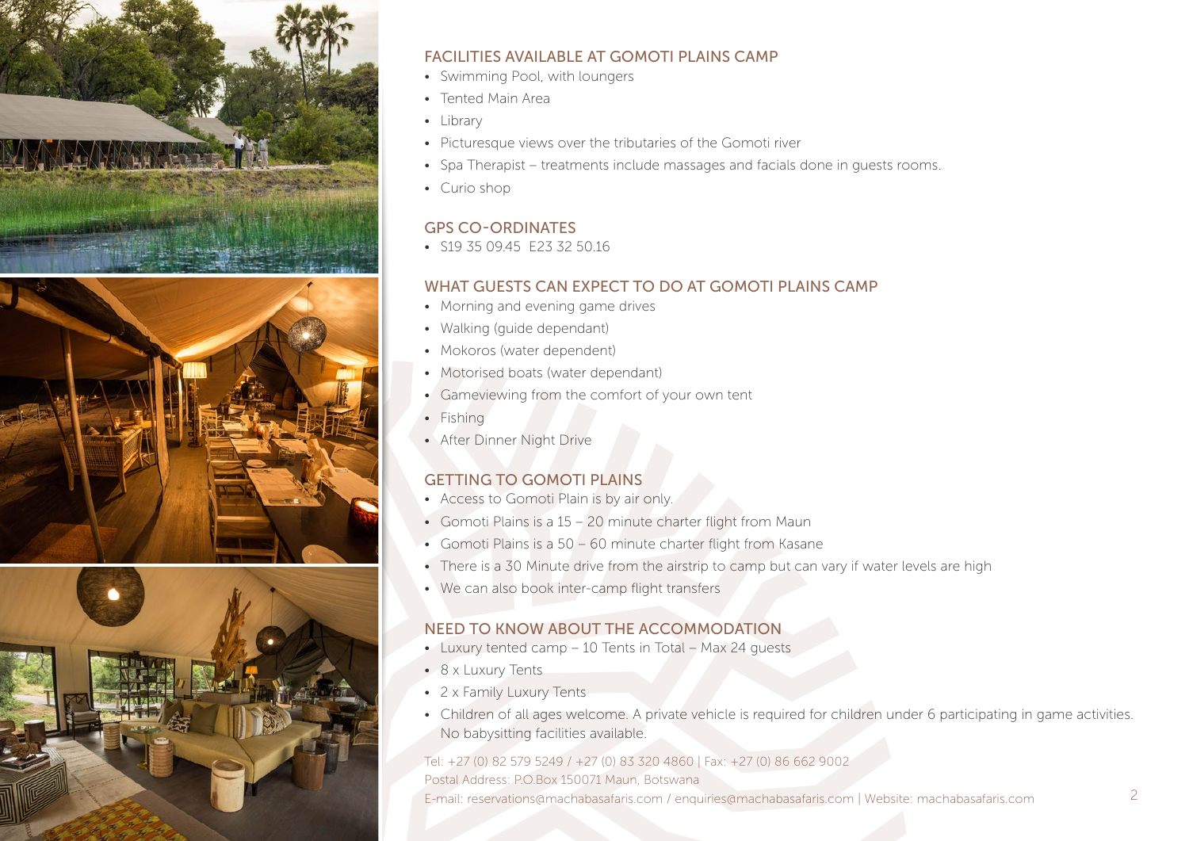## FACILITIES AVAILABLE AT GOMOTI PLAINS CAMP

- Swimming Pool, with loungers
- Tented Main Area
- Library
- Picturesque views over the tributaries of the Gomoti river
- Spa Therapist – treatments include massages and facials done in guests rooms.
- Curio shop

## GPS CO-ORDINATES

- S19 35 09.45 E23 32 50.16

## WHAT GUESTS CAN EXPECT TO DO AT GOMOTI PLAINS CAMP

- Morning and evening game drives
- Walking (guide dependant)
- Mokoros (water dependent)
- Motorised boats (water dependant)
- Gameviewing from the comfort of your own tent
- Fishing
- After Dinner Night Drive

## GETTING TO GOMOTI PLAINS

- Access to Gomoti Plain is by air only.
- Gomoti Plains is a 15 – 20 minute charter flight from Maun
- Gomoti Plains is a 50 – 60 minute charter flight from Kasane
- There is a 30 Minute drive from the airstrip to camp but can vary if water levels are high
- We can also book inter-camp flight transfers

## NEED TO KNOW ABOUT THE ACCOMMODATION

- Luxury tented camp – 10 Tents in Total – Max 24 guests
- 8 x Luxury Tents
- 2 x Family Luxury Tents
- Children of all ages welcome. A private vehicle is required for children under 6 participating in game activities. No babysitting facilities available.

Tel: +27 (0) 82 579 5249 / +27 (0) 83 320 4860 | Fax: +27 (0) 86 662 9002
Postal Address: P.O.Box 150071 Maun, Botswana
E-mail: reservations@machabasafaris.com / enquiries@machabasafaris.com | Website: machabasafaris.com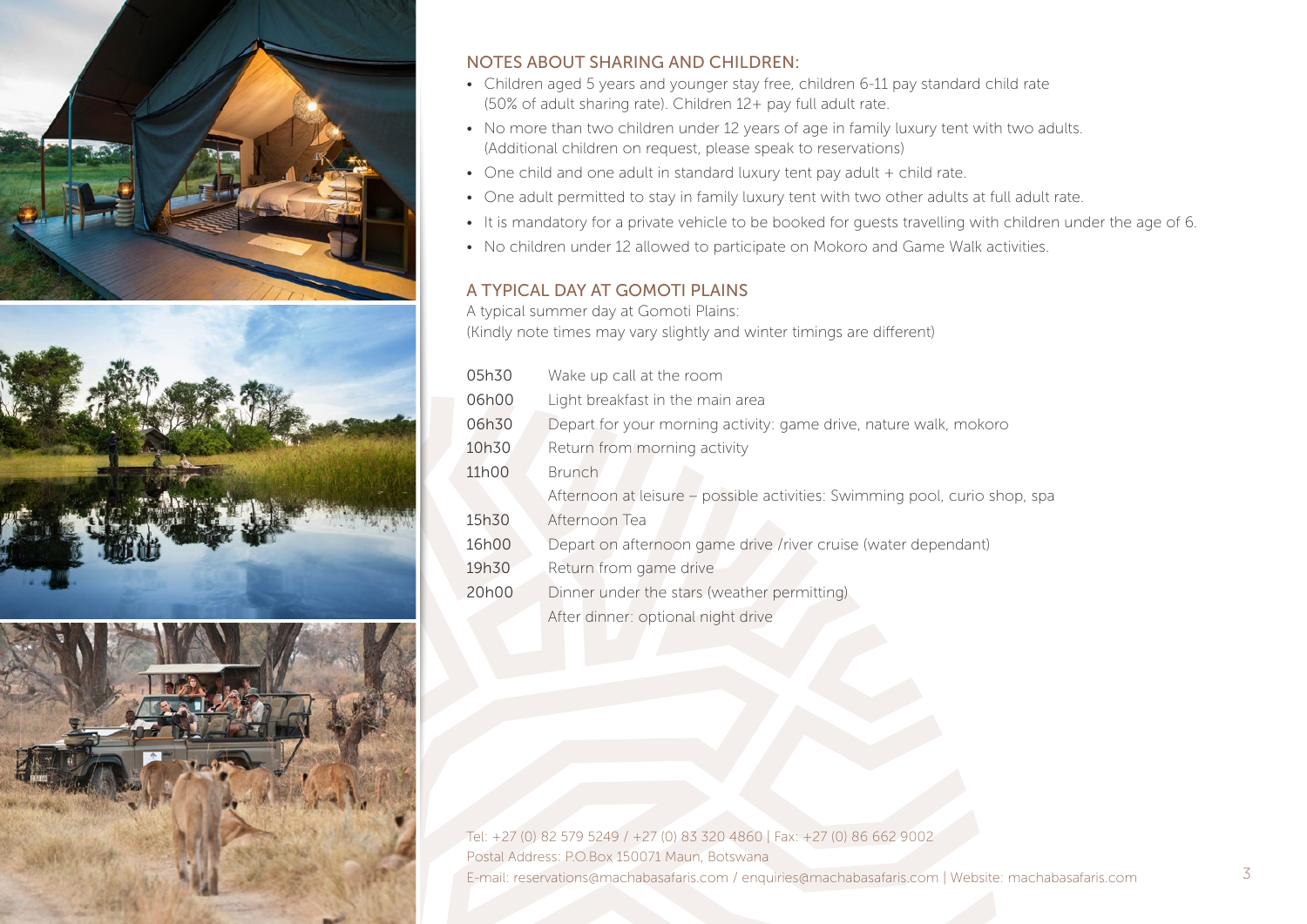## NOTES ABOUT SHARING AND CHILDREN:

- Children aged 5 years and younger stay free, children 6-11 pay standard child rate (50% of adult sharing rate). Children 12+ pay full adult rate.
- No more than two children under 12 years of age in family luxury tent with two adults. (Additional children on request, please speak to reservations)
- One child and one adult in standard luxury tent pay adult + child rate.
- One adult permitted to stay in family luxury tent with two other adults at full adult rate.
- It is mandatory for a private vehicle to be booked for guests travelling with children under the age of 6.
- No children under 12 allowed to participate on Mokoro and Game Walk activities.

## A TYPICAL DAY AT GOMOTI PLAINS

A typical summer day at Gomoti Plains:
(Kindly note times may vary slightly and winter timings are different)

| | |
|---|---|
| 05h30 | Wake up call at the room |
| 06h00 | Light breakfast in the main area |
| 06h30 | Depart for your morning activity: game drive, nature walk, mokoro |
| 10h30 | Return from morning activity |
| 11h00 | Brunch |
| | Afternoon at leisure – possible activities: Swimming pool, curio shop, spa |
| 15h30 | Afternoon Tea |
| 16h00 | Depart on afternoon game drive /river cruise (water dependant) |
| 19h30 | Return from game drive |
| 20h00 | Dinner under the stars (weather permitting) |
| | After dinner: optional night drive |

Tel: +27 (0) 82 579 5249 / +27 (0) 83 320 4860 | Fax: +27 (0) 86 662 9002
Postal Address: P.O.Box 150071 Maun, Botswana
E-mail: reservations@machabasafaris.com / enquiries@machabasafaris.com | Website: machabasafaris.com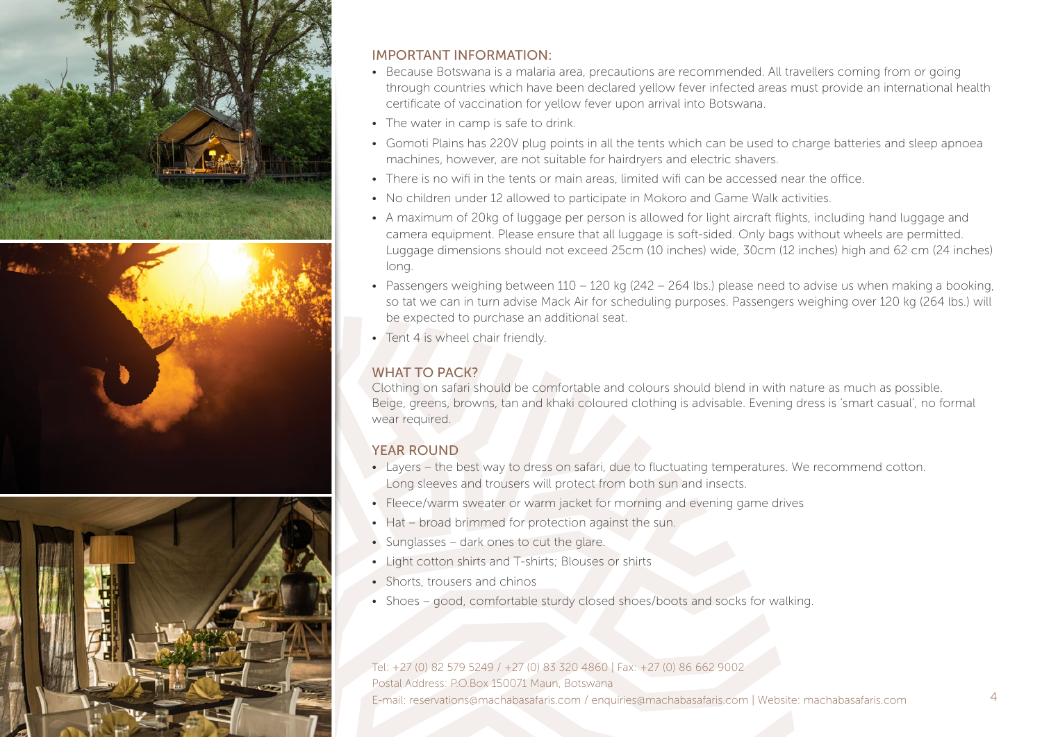## IMPORTANT INFORMATION:

- Because Botswana is a malaria area, precautions are recommended. All travellers coming from or going through countries which have been declared yellow fever infected areas must provide an international health certificate of vaccination for yellow fever upon arrival into Botswana.
- The water in camp is safe to drink.
- Gomoti Plains has 220V plug points in all the tents which can be used to charge batteries and sleep apnoea machines, however, are not suitable for hairdryers and electric shavers.
- There is no wifi in the tents or main areas, limited wifi can be accessed near the office.
- No children under 12 allowed to participate in Mokoro and Game Walk activities.
- A maximum of 20kg of luggage per person is allowed for light aircraft flights, including hand luggage and camera equipment. Please ensure that all luggage is soft-sided. Only bags without wheels are permitted. Luggage dimensions should not exceed 25cm (10 inches) wide, 30cm (12 inches) high and 62 cm (24 inches) long.
- Passengers weighing between 110 – 120 kg (242 – 264 lbs.) please need to advise us when making a booking, so tat we can in turn advise Mack Air for scheduling purposes. Passengers weighing over 120 kg (264 lbs.) will be expected to purchase an additional seat.
- Tent 4 is wheel chair friendly.

## WHAT TO PACK?

Clothing on safari should be comfortable and colours should blend in with nature as much as possible. Beige, greens, browns, tan and khaki coloured clothing is advisable. Evening dress is 'smart casual', no formal wear required.

## YEAR ROUND

- Layers – the best way to dress on safari, due to fluctuating temperatures. We recommend cotton. Long sleeves and trousers will protect from both sun and insects.
- Fleece/warm sweater or warm jacket for morning and evening game drives
- Hat – broad brimmed for protection against the sun.
- Sunglasses – dark ones to cut the glare.
- Light cotton shirts and T-shirts; Blouses or shirts
- Shorts, trousers and chinos
- Shoes – good, comfortable sturdy closed shoes/boots and socks for walking.

Tel: +27 (0) 82 579 5249 / +27 (0) 83 320 4860 | Fax: +27 (0) 86 662 9002
Postal Address: P.O.Box 150071 Maun, Botswana
E-mail: reservations@machabasafaris.com / enquiries@machabasafaris.com | Website: machabasafaris.com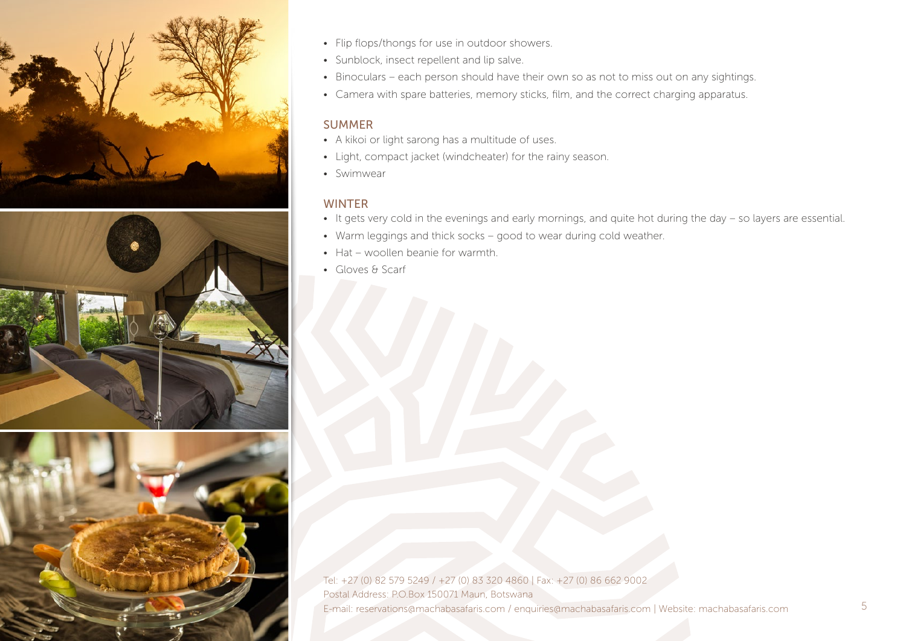- Flip flops/thongs for use in outdoor showers.
- Sunblock, insect repellent and lip salve.
- Binoculars – each person should have their own so as not to miss out on any sightings.
- Camera with spare batteries, memory sticks, film, and the correct charging apparatus.

## SUMMER

- A kikoi or light sarong has a multitude of uses.
- Light, compact jacket (windcheater) for the rainy season.
- Swimwear

## WINTER

- It gets very cold in the evenings and early mornings, and quite hot during the day – so layers are essential.
- Warm leggings and thick socks – good to wear during cold weather.
- Hat – woollen beanie for warmth.
- Gloves & Scarf

Tel: +27 (0) 82 579 5249 / +27 (0) 83 320 4860 | Fax: +27 (0) 86 662 9002
Postal Address: P.O.Box 150071 Maun, Botswana
E-mail: reservations@machabasafaris.com / enquiries@machabasafaris.com | Website: machabasafaris.com